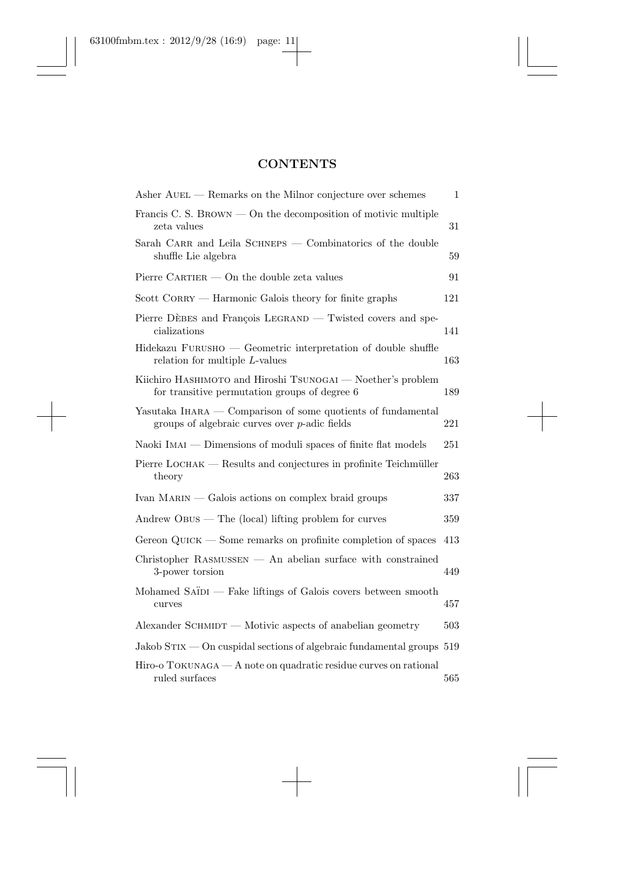# CONTENTS

| | |
|---|---|
| Asher Auel — Remarks on the Milnor conjecture over schemes | 1 |
| Francis C. S. Brown — On the decomposition of motivic multiple zeta values | 31 |
| Sarah Carr and Leila Schneps — Combinatorics of the double shuffle Lie algebra | 59 |
| Pierre Cartier — On the double zeta values | 91 |
| Scott Corry — Harmonic Galois theory for finite graphs | 121 |
| Pierre Dèbes and François Legrand — Twisted covers and specializations | 141 |
| Hidekazu Furusho — Geometric interpretation of double shuffle relation for multiple $L$-values | 163 |
| Kiichiro Hashimoto and Hiroshi Tsunogai — Noether's problem for transitive permutation groups of degree 6 | 189 |
| Yasutaka Ihara — Comparison of some quotients of fundamental groups of algebraic curves over $p$-adic fields | 221 |
| Naoki Imai — Dimensions of moduli spaces of finite flat models | 251 |
| Pierre Lochak — Results and conjectures in profinite Teichmüller theory | 263 |
| Ivan Marin — Galois actions on complex braid groups | 337 |
| Andrew Obus — The (local) lifting problem for curves | 359 |
| Gereon Quick — Some remarks on profinite completion of spaces | 413 |
| Christopher Rasmussen — An abelian surface with constrained 3-power torsion | 449 |
| Mohamed Saïdi — Fake liftings of Galois covers between smooth curves | 457 |
| Alexander Schmidt — Motivic aspects of anabelian geometry | 503 |
| Jakob Stix — On cuspidal sections of algebraic fundamental groups | 519 |
| Hiro-o Tokunaga — A note on quadratic residue curves on rational ruled surfaces | 565 |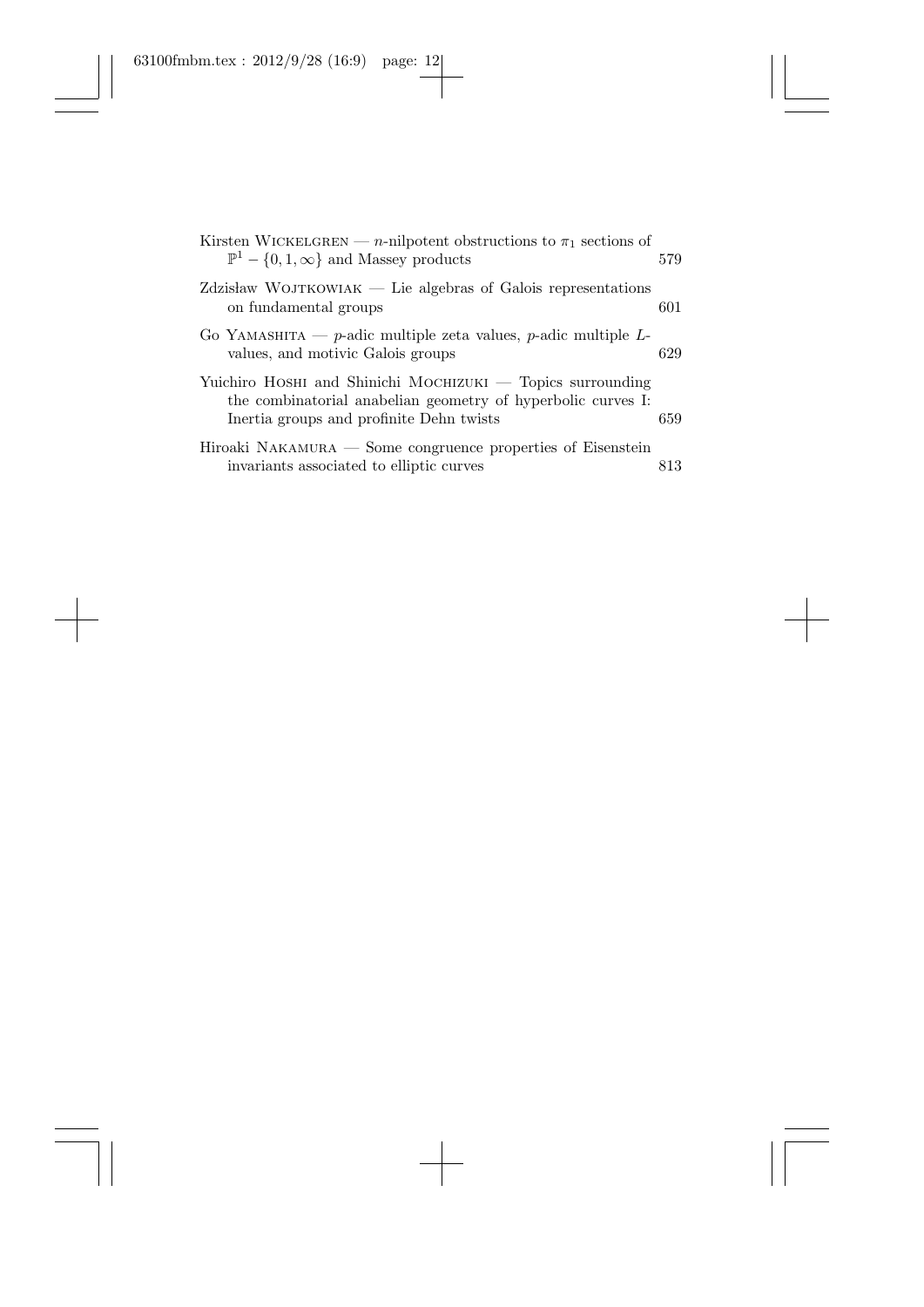Kirsten Wickelgren — $n$-nilpotent obstructions to $\pi_1$ sections of $\mathbb{P}^1 - \{0, 1, \infty\}$ and Massey products 579

Zdzisław Wojtkowiak — Lie algebras of Galois representations on fundamental groups 601

Go Yamashita — $p$-adic multiple zeta values, $p$-adic multiple $L$-values, and motivic Galois groups 629

Yuichiro Hoshi and Shinichi Mochizuki — Topics surrounding the combinatorial anabelian geometry of hyperbolic curves I: Inertia groups and profinite Dehn twists 659

Hiroaki Nakamura — Some congruence properties of Eisenstein invariants associated to elliptic curves 813